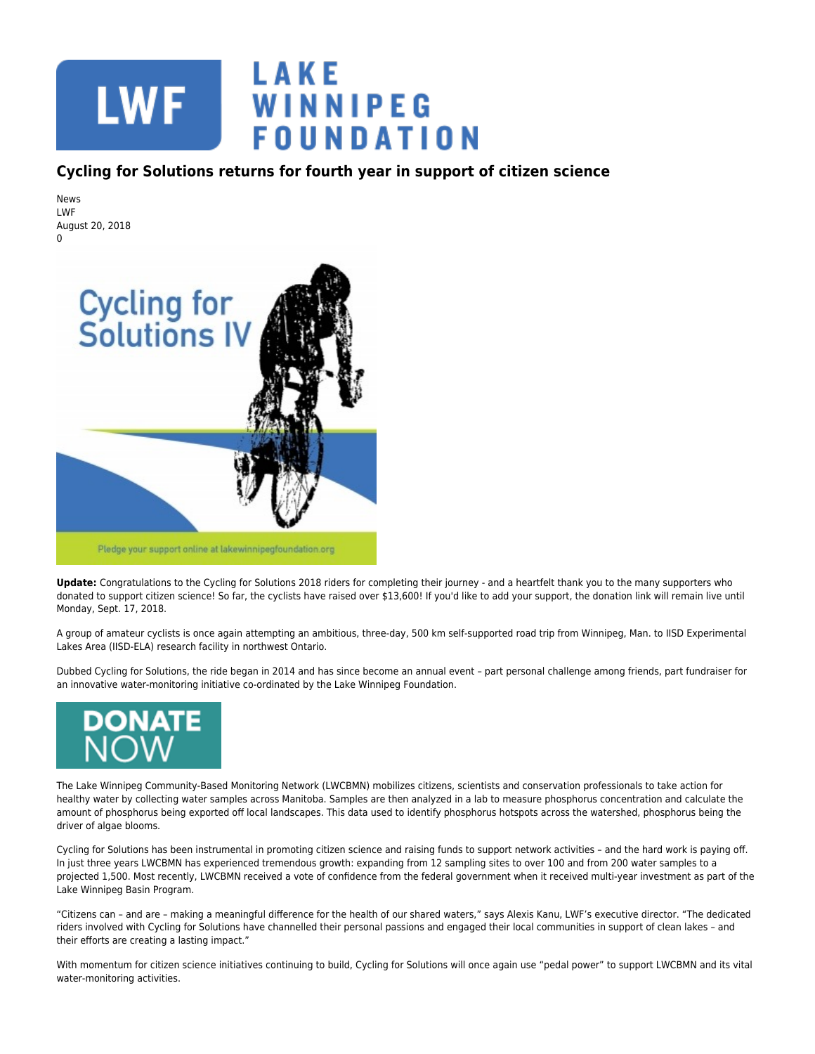# Cycling for Solutions returns for fourth year in support of citizen science

News
LWF
August 20, 2018
0

**Update:** Congratulations to the Cycling for Solutions 2018 riders for completing their journey - and a heartfelt thank you to the many supporters who donated to support citizen science! So far, the cyclists have raised over $13,600! If you'd like to add your support, the donation link will remain live until Monday, Sept. 17, 2018.

A group of amateur cyclists is once again attempting an ambitious, three-day, 500 km self-supported road trip from Winnipeg, Man. to IISD Experimental Lakes Area (IISD-ELA) research facility in northwest Ontario.

Dubbed Cycling for Solutions, the ride began in 2014 and has since become an annual event – part personal challenge among friends, part fundraiser for an innovative water-monitoring initiative co-ordinated by the Lake Winnipeg Foundation.

The Lake Winnipeg Community-Based Monitoring Network (LWCBMN) mobilizes citizens, scientists and conservation professionals to take action for healthy water by collecting water samples across Manitoba. Samples are then analyzed in a lab to measure phosphorus concentration and calculate the amount of phosphorus being exported off local landscapes. This data used to identify phosphorus hotspots across the watershed, phosphorus being the driver of algae blooms.

Cycling for Solutions has been instrumental in promoting citizen science and raising funds to support network activities – and the hard work is paying off. In just three years LWCBMN has experienced tremendous growth: expanding from 12 sampling sites to over 100 and from 200 water samples to a projected 1,500. Most recently, LWCBMN received a vote of confidence from the federal government when it received multi-year investment as part of the Lake Winnipeg Basin Program.

"Citizens can – and are – making a meaningful difference for the health of our shared waters," says Alexis Kanu, LWF's executive director. "The dedicated riders involved with Cycling for Solutions have channelled their personal passions and engaged their local communities in support of clean lakes – and their efforts are creating a lasting impact."

With momentum for citizen science initiatives continuing to build, Cycling for Solutions will once again use "pedal power" to support LWCBMN and its vital water-monitoring activities.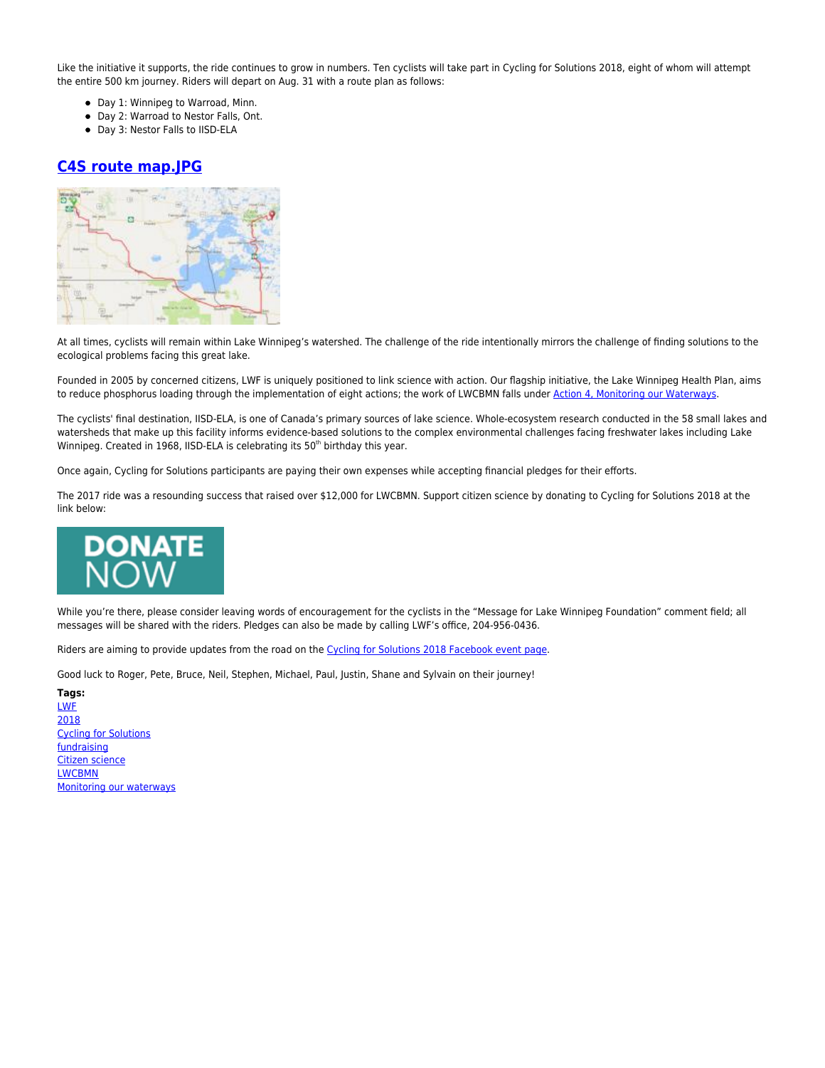Like the initiative it supports, the ride continues to grow in numbers. Ten cyclists will take part in Cycling for Solutions 2018, eight of whom will attempt the entire 500 km journey. Riders will depart on Aug. 31 with a route plan as follows:

- Day 1: Winnipeg to Warroad, Minn.
- Day 2: Warroad to Nestor Falls, Ont.
- Day 3: Nestor Falls to IISD-ELA

## C4S route map.JPG

At all times, cyclists will remain within Lake Winnipeg's watershed. The challenge of the ride intentionally mirrors the challenge of finding solutions to the ecological problems facing this great lake.

Founded in 2005 by concerned citizens, LWF is uniquely positioned to link science with action. Our flagship initiative, the Lake Winnipeg Health Plan, aims to reduce phosphorus loading through the implementation of eight actions; the work of LWCBMN falls under Action 4, Monitoring our Waterways.

The cyclists' final destination, IISD-ELA, is one of Canada's primary sources of lake science. Whole-ecosystem research conducted in the 58 small lakes and watersheds that make up this facility informs evidence-based solutions to the complex environmental challenges facing freshwater lakes including Lake Winnipeg. Created in 1968, IISD-ELA is celebrating its 50th birthday this year.

Once again, Cycling for Solutions participants are paying their own expenses while accepting financial pledges for their efforts.

The 2017 ride was a resounding success that raised over $12,000 for LWCBMN. Support citizen science by donating to Cycling for Solutions 2018 at the link below:

DONATE NOW

While you're there, please consider leaving words of encouragement for the cyclists in the "Message for Lake Winnipeg Foundation" comment field; all messages will be shared with the riders. Pledges can also be made by calling LWF's office, 204-956-0436.

Riders are aiming to provide updates from the road on the Cycling for Solutions 2018 Facebook event page.

Good luck to Roger, Pete, Bruce, Neil, Stephen, Michael, Paul, Justin, Shane and Sylvain on their journey!

**Tags:**
LWF
2018
Cycling for Solutions
fundraising
Citizen science
LWCBMN
Monitoring our waterways